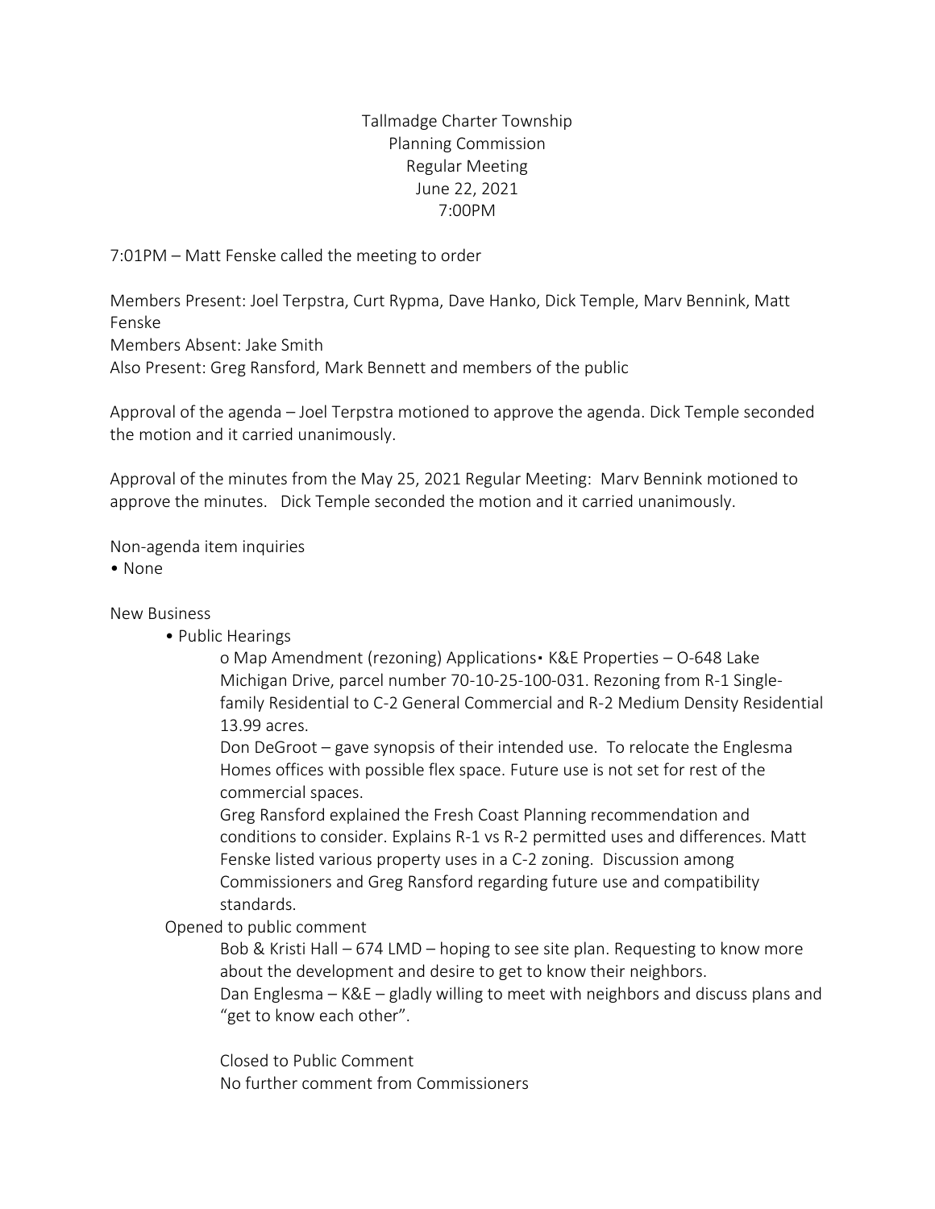Tallmadge Charter Township
Planning Commission
Regular Meeting
June 22, 2021
7:00PM

7:01PM – Matt Fenske called the meeting to order

Members Present: Joel Terpstra, Curt Rypma, Dave Hanko, Dick Temple, Marv Bennink, Matt Fenske
Members Absent: Jake Smith
Also Present: Greg Ransford, Mark Bennett and members of the public

Approval of the agenda – Joel Terpstra motioned to approve the agenda. Dick Temple seconded the motion and it carried unanimously.

Approval of the minutes from the May 25, 2021 Regular Meeting: Marv Bennink motioned to approve the minutes. Dick Temple seconded the motion and it carried unanimously.

Non-agenda item inquiries

- None

New Business

- Public Hearings
  - o Map Amendment (rezoning) Applications▪ K&E Properties – O-648 Lake Michigan Drive, parcel number 70-10-25-100-031. Rezoning from R-1 Single-family Residential to C-2 General Commercial and R-2 Medium Density Residential 13.99 acres.

    Don DeGroot – gave synopsis of their intended use. To relocate the Englesma Homes offices with possible flex space. Future use is not set for rest of the commercial spaces.

    Greg Ransford explained the Fresh Coast Planning recommendation and conditions to consider. Explains R-1 vs R-2 permitted uses and differences. Matt Fenske listed various property uses in a C-2 zoning. Discussion among Commissioners and Greg Ransford regarding future use and compatibility standards.

  Opened to public comment

    Bob & Kristi Hall – 674 LMD – hoping to see site plan. Requesting to know more about the development and desire to get to know their neighbors.

    Dan Englesma – K&E – gladly willing to meet with neighbors and discuss plans and "get to know each other".

    Closed to Public Comment

    No further comment from Commissioners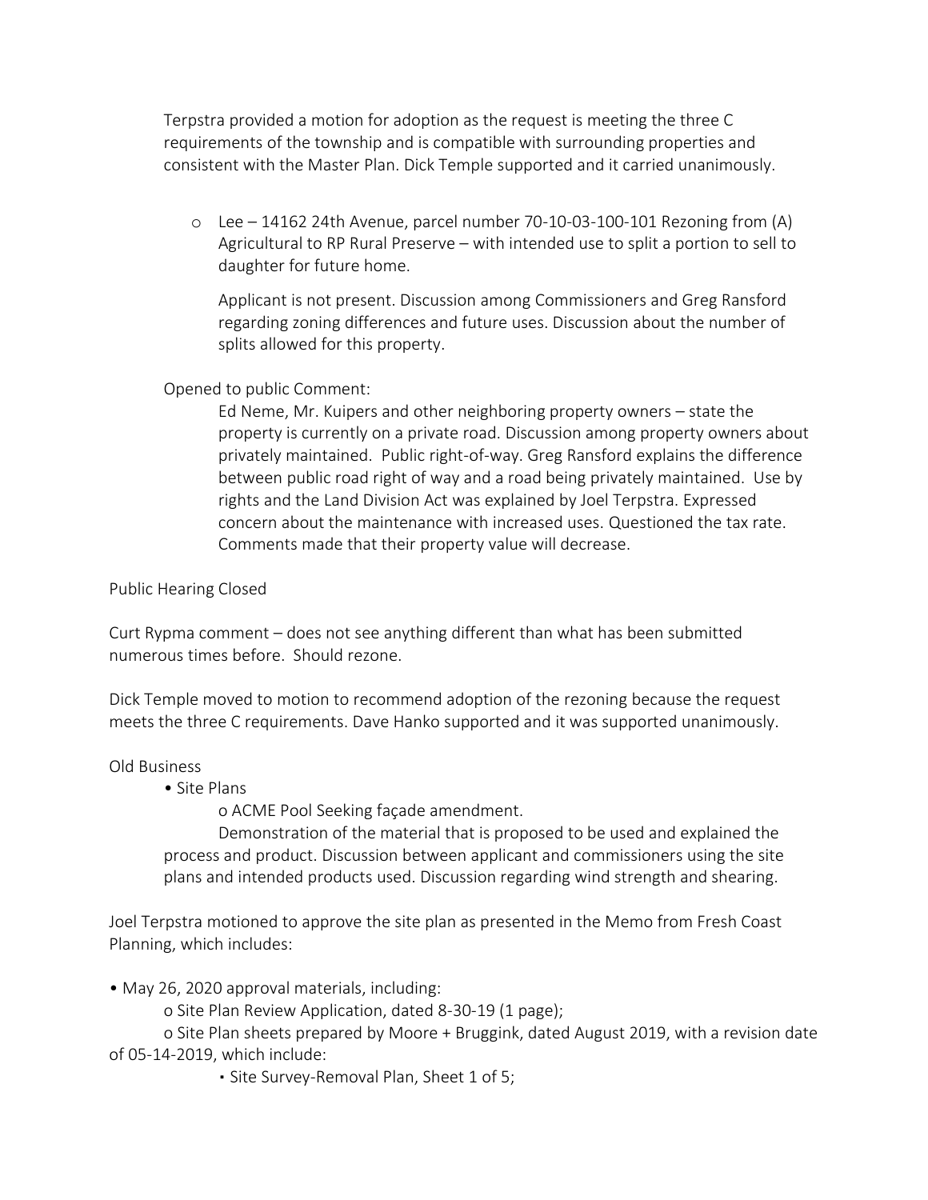Terpstra provided a motion for adoption as the request is meeting the three C requirements of the township and is compatible with surrounding properties and consistent with the Master Plan. Dick Temple supported and it carried unanimously.

- Lee – 14162 24th Avenue, parcel number 70-10-03-100-101 Rezoning from (A) Agricultural to RP Rural Preserve – with intended use to split a portion to sell to daughter for future home.

  Applicant is not present. Discussion among Commissioners and Greg Ransford regarding zoning differences and future uses. Discussion about the number of splits allowed for this property.

Opened to public Comment:

Ed Neme, Mr. Kuipers and other neighboring property owners – state the property is currently on a private road. Discussion among property owners about privately maintained. Public right-of-way. Greg Ransford explains the difference between public road right of way and a road being privately maintained. Use by rights and the Land Division Act was explained by Joel Terpstra. Expressed concern about the maintenance with increased uses. Questioned the tax rate. Comments made that their property value will decrease.

Public Hearing Closed

Curt Rypma comment – does not see anything different than what has been submitted numerous times before. Should rezone.

Dick Temple moved to motion to recommend adoption of the rezoning because the request meets the three C requirements. Dave Hanko supported and it was supported unanimously.

Old Business

- Site Plans
  - ACME Pool Seeking façade amendment.

    Demonstration of the material that is proposed to be used and explained the process and product. Discussion between applicant and commissioners using the site plans and intended products used. Discussion regarding wind strength and shearing.

Joel Terpstra motioned to approve the site plan as presented in the Memo from Fresh Coast Planning, which includes:

- May 26, 2020 approval materials, including:
  - Site Plan Review Application, dated 8-30-19 (1 page);
  - Site Plan sheets prepared by Moore + Bruggink, dated August 2019, with a revision date of 05-14-2019, which include:
    - Site Survey-Removal Plan, Sheet 1 of 5;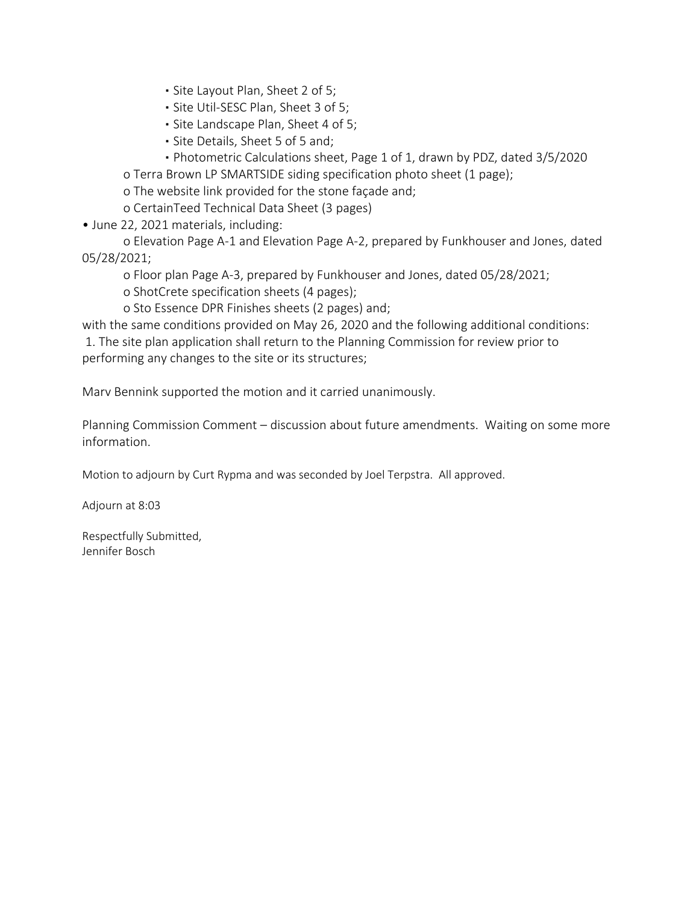- ▪ Site Layout Plan, Sheet 2 of 5;
    - ▪ Site Util-SESC Plan, Sheet 3 of 5;
    - ▪ Site Landscape Plan, Sheet 4 of 5;
    - ▪ Site Details, Sheet 5 of 5 and;
    - ▪ Photometric Calculations sheet, Page 1 of 1, drawn by PDZ, dated 3/5/2020
  - o Terra Brown LP SMARTSIDE siding specification photo sheet (1 page);
  - o The website link provided for the stone façade and;
  - o CertainTeed Technical Data Sheet (3 pages)
- • June 22, 2021 materials, including:
  - o Elevation Page A-1 and Elevation Page A-2, prepared by Funkhouser and Jones, dated 05/28/2021;
  - o Floor plan Page A-3, prepared by Funkhouser and Jones, dated 05/28/2021;
  - o ShotCrete specification sheets (4 pages);
  - o Sto Essence DPR Finishes sheets (2 pages) and;

with the same conditions provided on May 26, 2020 and the following additional conditions:
1. The site plan application shall return to the Planning Commission for review prior to performing any changes to the site or its structures;

Marv Bennink supported the motion and it carried unanimously.

Planning Commission Comment – discussion about future amendments. Waiting on some more information.

Motion to adjourn by Curt Rypma and was seconded by Joel Terpstra. All approved.

Adjourn at 8:03

Respectfully Submitted,
Jennifer Bosch